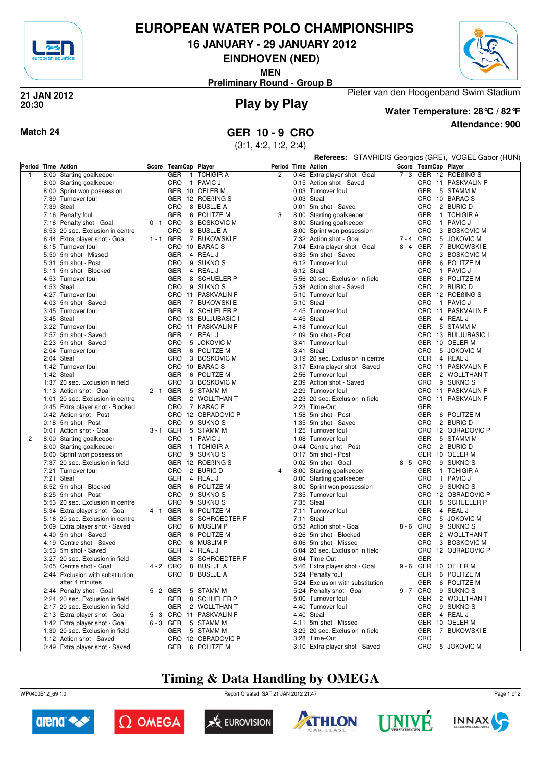# EUROPEAN WATER POLO CHAMPIONSHIPS

## 16 JANUARY - 29 JANUARY 2012

## EINDHOVEN (NED)

**MEN**

**Preliminary Round - Group B**

**21 JAN 2012**
**20:30**

## Play by Play

Pieter van den Hoogenband Swim Stadium

**Water Temperature: 28°C / 82°F**

**Attendance: 900**

**Match 24**

## GER 10 - 9 CRO

(3:1, 4:2, 1:2, 2:4)

**Referees:** STAVRIDIS Georgios (GRE), VOGEL Gabor (HUN)

| Period | Time | Action | Score | TeamCap | | Player |
|---|---|---|---|---|---|---|
| 1 | 8:00 | Starting goalkeeper | | GER | 1 | TCHIGIR A |
| | 8:00 | Starting goalkeeper | | CRO | 1 | PAVIC J |
| | 8:00 | Sprint won possession | | GER | 10 | OELER M |
| | 7:39 | Turnover foul | | GER | 12 | ROEßING S |
| | 7:39 | Steal | | CRO | 8 | BUSLJE A |
| | 7:16 | Penalty foul | | GER | 6 | POLITZE M |
| | 7:16 | Penalty shot - Goal | 0 - 1 | CRO | 3 | BOSKOVIC M |
| | 6:53 | 20 sec. Exclusion in centre | | CRO | 8 | BUSLJE A |
| | 6:44 | Extra player shot - Goal | 1 - 1 | GER | 7 | BUKOWSKI E |
| | 6:15 | Turnover foul | | CRO | 10 | BARAC S |
| | 5:50 | 5m shot - Missed | | GER | 4 | REAL J |
| | 5:31 | 5m shot - Post | | CRO | 9 | SUKNO S |
| | 5:11 | 5m shot - Blocked | | GER | 4 | REAL J |
| | 4:53 | Turnover foul | | GER | 8 | SCHUELER P |
| | 4:53 | Steal | | CRO | 9 | SUKNO S |
| | 4:27 | Turnover foul | | CRO | 11 | PASKVALIN F |
| | 4:03 | 5m shot - Saved | | GER | 7 | BUKOWSKI E |
| | 3:45 | Turnover foul | | GER | 8 | SCHUELER P |
| | 3:45 | Steal | | CRO | 13 | BULJUBASIC I |
| | 3:22 | Turnover foul | | CRO | 11 | PASKVALIN F |
| | 2:57 | 5m shot - Saved | | GER | 4 | REAL J |
| | 2:23 | 5m shot - Saved | | CRO | 5 | JOKOVIC M |
| | 2:04 | Turnover foul | | GER | 6 | POLITZE M |
| | 2:04 | Steal | | CRO | 3 | BOSKOVIC M |
| | 1:42 | Turnover foul | | CRO | 10 | BARAC S |
| | 1:42 | Steal | | GER | 6 | POLITZE M |
| | 1:37 | 20 sec. Exclusion in field | | CRO | 3 | BOSKOVIC M |
| | 1:13 | Action shot - Goal | 2 - 1 | GER | 5 | STAMM M |
| | 1:01 | 20 sec. Exclusion in centre | | GER | 2 | WOLLTHAN T |
| | 0:45 | Extra player shot - Blocked | | CRO | 7 | KARAC F |
| | 0:42 | Action shot - Post | | CRO | 12 | OBRADOVIC P |
| | 0:18 | 5m shot - Post | | CRO | 9 | SUKNO S |
| | 0:01 | Action shot - Goal | 3 - 1 | GER | 5 | STAMM M |
| 2 | 8:00 | Starting goalkeeper | | CRO | 1 | PAVIC J |
| | 8:00 | Starting goalkeeper | | GER | 1 | TCHIGIR A |
| | 8:00 | Sprint won possession | | CRO | 9 | SUKNO S |
| | 7:37 | 20 sec. Exclusion in field | | GER | 12 | ROEßING S |
| | 7:21 | Turnover foul | | CRO | 2 | BURIC D |
| | 7:21 | Steal | | GER | 4 | REAL J |
| | 6:52 | 5m shot - Blocked | | GER | 6 | POLITZE M |
| | 6:25 | 5m shot - Post | | CRO | 9 | SUKNO S |
| | 5:53 | 20 sec. Exclusion in centre | | CRO | 9 | SUKNO S |
| | 5:34 | Extra player shot - Goal | 4 - 1 | GER | 6 | POLITZE M |
| | 5:16 | 20 sec. Exclusion in centre | | GER | 3 | SCHROEDTER F |
| | 5:09 | Extra player shot - Saved | | CRO | 6 | MUSLIM P |
| | 4:40 | 5m shot - Saved | | GER | 6 | POLITZE M |
| | 4:19 | Centre shot - Saved | | CRO | 6 | MUSLIM P |
| | 3:53 | 5m shot - Saved | | GER | 4 | REAL J |
| | 3:27 | 20 sec. Exclusion in field | | GER | 3 | SCHROEDTER F |
| | 3:05 | Centre shot - Goal | 4 - 2 | CRO | 8 | BUSLJE A |
| | 2:44 | Exclusion with substitution after 4 minutes | | CRO | 8 | BUSLJE A |
| | 2:44 | Penalty shot - Goal | 5 - 2 | GER | 5 | STAMM M |
| | 2:24 | 20 sec. Exclusion in field | | GER | 8 | SCHUELER P |
| | 2:17 | 20 sec. Exclusion in field | | GER | 2 | WOLLTHAN T |
| | 2:13 | Extra player shot - Goal | 5 - 3 | CRO | 11 | PASKVALIN F |
| | 1:42 | Extra player shot - Goal | 6 - 3 | GER | 5 | STAMM M |
| | 1:30 | 20 sec. Exclusion in field | | GER | 5 | STAMM M |
| | 1:12 | Action shot - Saved | | CRO | 12 | OBRADOVIC P |
| | 0:49 | Extra player shot - Saved | | GER | 6 | POLITZE M |
| 2 | 0:46 | Extra player shot - Goal | 7 - 3 | GER | 12 | ROEßING S |
| | 0:15 | Action shot - Saved | | CRO | 11 | PASKVALIN F |
| | 0:03 | Turnover foul | | GER | 5 | STAMM M |
| | 0:03 | Steal | | CRO | 10 | BARAC S |
| | 0:01 | 5m shot - Saved | | CRO | 2 | BURIC D |
| 3 | 8:00 | Starting goalkeeper | | GER | 1 | TCHIGIR A |
| | 8:00 | Starting goalkeeper | | CRO | 1 | PAVIC J |
| | 8:00 | Sprint won possession | | CRO | 3 | BOSKOVIC M |
| | 7:32 | Action shot - Goal | 7 - 4 | CRO | 5 | JOKOVIC M |
| | 7:04 | Extra player shot - Goal | 8 - 4 | GER | 7 | BUKOWSKI E |
| | 6:35 | 5m shot - Saved | | CRO | 3 | BOSKOVIC M |
| | 6:12 | Turnover foul | | GER | 6 | POLITZE M |
| | 6:12 | Steal | | CRO | 1 | PAVIC J |
| | 5:56 | 20 sec. Exclusion in field | | GER | 6 | POLITZE M |
| | 5:38 | Action shot - Saved | | CRO | 2 | BURIC D |
| | 5:10 | Turnover foul | | GER | 12 | ROEßING S |
| | 5:10 | Steal | | CRO | 1 | PAVIC J |
| | 4:45 | Turnover foul | | CRO | 11 | PASKVALIN F |
| | 4:45 | Steal | | GER | 4 | REAL J |
| | 4:18 | Turnover foul | | GER | 5 | STAMM M |
| | 4:09 | 5m shot - Post | | CRO | 13 | BULJUBASIC I |
| | 3:41 | Turnover foul | | GER | 10 | OELER M |
| | 3:41 | Steal | | CRO | 5 | JOKOVIC M |
| | 3:19 | 20 sec. Exclusion in centre | | GER | 4 | REAL J |
| | 3:17 | Extra player shot - Saved | | CRO | 11 | PASKVALIN F |
| | 2:56 | Turnover foul | | GER | 2 | WOLLTHAN T |
| | 2:39 | Action shot - Saved | | CRO | 9 | SUKNO S |
| | 2:29 | Turnover foul | | CRO | 11 | PASKVALIN F |
| | 2:23 | 20 sec. Exclusion in field | | CRO | 11 | PASKVALIN F |
| | 2:23 | Time-Out | | GER | | |
| | 1:58 | 5m shot - Post | | GER | 6 | POLITZE M |
| | 1:35 | 5m shot - Saved | | CRO | 2 | BURIC D |
| | 1:25 | Turnover foul | | CRO | 12 | OBRADOVIC P |
| | 1:08 | Turnover foul | | GER | 5 | STAMM M |
| | 0:44 | Centre shot - Post | | CRO | 2 | BURIC D |
| | 0:17 | 5m shot - Post | | GER | 10 | OELER M |
| | 0:02 | 5m shot - Goal | 8 - 5 | CRO | 9 | SUKNO S |
| 4 | 8:00 | Starting goalkeeper | | GER | 1 | TCHIGIR A |
| | 8:00 | Starting goalkeeper | | CRO | 1 | PAVIC J |
| | 8:00 | Sprint won possession | | CRO | 9 | SUKNO S |
| | 7:35 | Turnover foul | | CRO | 12 | OBRADOVIC P |
| | 7:35 | Steal | | GER | 8 | SCHUELER P |
| | 7:11 | Turnover foul | | GER | 4 | REAL J |
| | 7:11 | Steal | | CRO | 5 | JOKOVIC M |
| | 6:53 | Action shot - Goal | 8 - 6 | CRO | 9 | SUKNO S |
| | 6:26 | 5m shot - Blocked | | GER | 2 | WOLLTHAN T |
| | 6:06 | 5m shot - Missed | | CRO | 3 | BOSKOVIC M |
| | 6:04 | 20 sec. Exclusion in field | | CRO | 12 | OBRADOVIC P |
| | 6:04 | Time-Out | | GER | | |
| | 5:46 | Extra player shot - Goal | 9 - 6 | GER | 10 | OELER M |
| | 5:24 | Penalty foul | | GER | 6 | POLITZE M |
| | 5:24 | Exclusion with substitution | | GER | 6 | POLITZE M |
| | 5:24 | Penalty shot - Goal | 9 - 7 | CRO | 9 | SUKNO S |
| | 5:00 | Turnover foul | | GER | 2 | WOLLTHAN T |
| | 4:40 | Turnover foul | | CRO | 9 | SUKNO S |
| | 4:40 | Steal | | GER | 4 | REAL J |
| | 4:11 | 5m shot - Missed | | GER | 10 | OELER M |
| | 3:29 | 20 sec. Exclusion in field | | GER | 7 | BUKOWSKI E |
| | 3:28 | Time-Out | | CRO | | |
| | 3:10 | Extra player shot - Saved | | CRO | 5 | JOKOVIC M |

**Timing & Data Handling by OMEGA**

WP0400B12_69 1.0 Report Created SAT 21 JAN 2012 21:47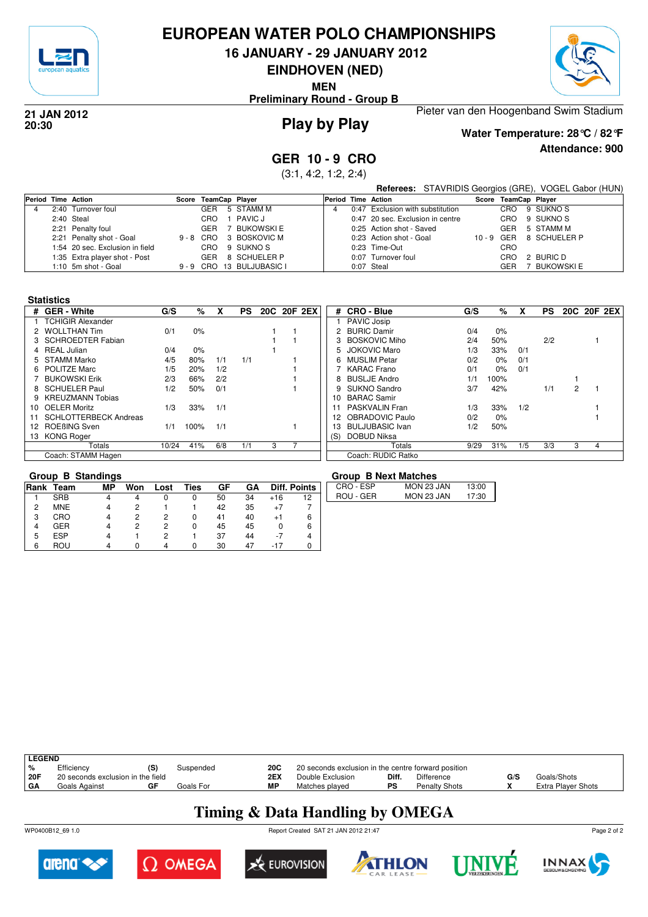# EUROPEAN WATER POLO CHAMPIONSHIPS

## 16 JANUARY - 29 JANUARY 2012

## EINDHOVEN (NED)

**MEN**

**Preliminary Round - Group B**

**21 JAN 2012**
**20:30**

## Play by Play

Pieter van den Hoogenband Swim Stadium

**Water Temperature: 28℃ / 82℉**

**Attendance: 900**

## GER 10 - 9 CRO

(3:1, 4:2, 1:2, 2:4)

**Referees:** STAVRIDIS Georgios (GRE), VOGEL Gabor (HUN)

| Period | Time | Action | Score | TeamCap | Player |
|---|---|---|---|---|---|
| 4 | 2:40 | Turnover foul | | GER 5 | STAMM M |
| | 2:40 | Steal | | CRO 1 | PAVIC J |
| | 2:21 | Penalty foul | | GER 7 | BUKOWSKI E |
| | 2:21 | Penalty shot - Goal | 9 - 8 | CRO 3 | BOSKOVIC M |
| | 1:54 | 20 sec. Exclusion in field | | CRO 9 | SUKNO S |
| | 1:35 | Extra player shot - Post | | GER 8 | SCHUELER P |
| | 1:10 | 5m shot - Goal | 9 - 9 | CRO 13 | BULJUBASIC I |
| 4 | 0:47 | Exclusion with substitution | | CRO 9 | SUKNO S |
| | 0:47 | 20 sec. Exclusion in centre | | CRO 9 | SUKNO S |
| | 0:25 | Action shot - Saved | | GER 5 | STAMM M |
| | 0:23 | Action shot - Goal | 10 - 9 | GER 8 | SCHUELER P |
| | 0:23 | Time-Out | | CRO | |
| | 0:07 | Turnover foul | | CRO 2 | BURIC D |
| | 0:07 | Steal | | GER 7 | BUKOWSKI E |

### Statistics

| # | GER - White | G/S | % | X | PS | 20C | 20F | 2EX |
|---|---|---|---|---|---|---|---|---|
| 1 | TCHIGIR Alexander | | | | | | | |
| 2 | WOLLTHAN Tim | 0/1 | 0% | | | | 1 | 1 |
| 3 | SCHROEDTER Fabian | | | | | | 1 | 1 |
| 4 | REAL Julian | 0/4 | 0% | | | | 1 | |
| 5 | STAMM Marko | 4/5 | 80% | 1/1 | 1/1 | | | 1 |
| 6 | POLITZE Marc | 1/5 | 20% | 1/2 | | | | 1 |
| 7 | BUKOWSKI Erik | 2/3 | 66% | 2/2 | | | | 1 |
| 8 | SCHUELER Paul | 1/2 | 50% | 0/1 | | | | 1 |
| 9 | KREUZMANN Tobias | | | | | | | |
| 10 | OELER Moritz | 1/3 | 33% | 1/1 | | | | |
| 11 | SCHLOTTERBECK Andreas | | | | | | | |
| 12 | ROEẞING Sven | 1/1 | 100% | 1/1 | | | | 1 |
| 13 | KONG Roger | | | | | | | |
| | Totals | 10/24 | 41% | 6/8 | 1/1 | | 3 | 7 |
| | Coach: STAMM Hagen | | | | | | | |

| # | CRO - Blue | G/S | % | X | PS | 20C | 20F | 2EX |
|---|---|---|---|---|---|---|---|---|
| 1 | PAVIC Josip | | | | | | | |
| 2 | BURIC Damir | 0/4 | 0% | | | | | |
| 3 | BOSKOVIC Miho | 2/4 | 50% | | 2/2 | | | 1 |
| 5 | JOKOVIC Maro | 1/3 | 33% | 0/1 | | | | |
| 6 | MUSLIM Petar | 0/2 | 0% | 0/1 | | | | |
| 7 | KARAC Frano | 0/1 | 0% | 0/1 | | | | |
| 8 | BUSLJE Andro | 1/1 | 100% | | | | 1 | |
| 9 | SUKNO Sandro | 3/7 | 42% | | 1/1 | | 2 | 1 |
| 10 | BARAC Samir | | | | | | | |
| 11 | PASKVALIN Fran | 1/3 | 33% | 1/2 | | | | 1 |
| 12 | OBRADOVIC Paulo | 0/2 | 0% | | | | | 1 |
| 13 | BULJUBASIC Ivan | 1/2 | 50% | | | | | |
| (S) | DOBUD Niksa | | | | | | | |
| | Totals | 9/29 | 31% | 1/5 | 3/3 | | 3 | 4 |
| | Coach: RUDIC Ratko | | | | | | | |

### Group B Standings

| Rank | Team | MP | Won | Lost | Ties | GF | GA | Diff. | Points |
|---|---|---|---|---|---|---|---|---|---|
| 1 | SRB | 4 | 4 | 0 | 0 | 50 | 34 | +16 | 12 |
| 2 | MNE | 4 | 2 | 1 | 1 | 42 | 35 | +7 | 7 |
| 3 | CRO | 4 | 2 | 2 | 0 | 41 | 40 | +1 | 6 |
| 4 | GER | 4 | 2 | 2 | 0 | 45 | 45 | 0 | 6 |
| 5 | ESP | 4 | 1 | 2 | 1 | 37 | 44 | -7 | 4 |
| 6 | ROU | 4 | 0 | 4 | 0 | 30 | 47 | -17 | 0 |

### Group B Next Matches

| | | |
|---|---|---|
| CRO - ESP | MON 23 JAN | 13:00 |
| ROU - GER | MON 23 JAN | 17:30 |

**LEGEND**

| | | | | | | | | | |
|---|---|---|---|---|---|---|---|---|---|
| % | Efficiency | (S) | Suspended | 20C | 20 seconds exclusion in the centre forward position | | | | |
| 20F | 20 seconds exclusion in the field | | | 2EX | Double Exclusion | Diff. | Difference | G/S | Goals/Shots |
| GA | Goals Against | GF | Goals For | MP | Matches played | PS | Penalty Shots | X | Extra Player Shots |

## Timing & Data Handling by OMEGA

WP0400B12_69 1.0 Report Created SAT 21 JAN 2012 21:47